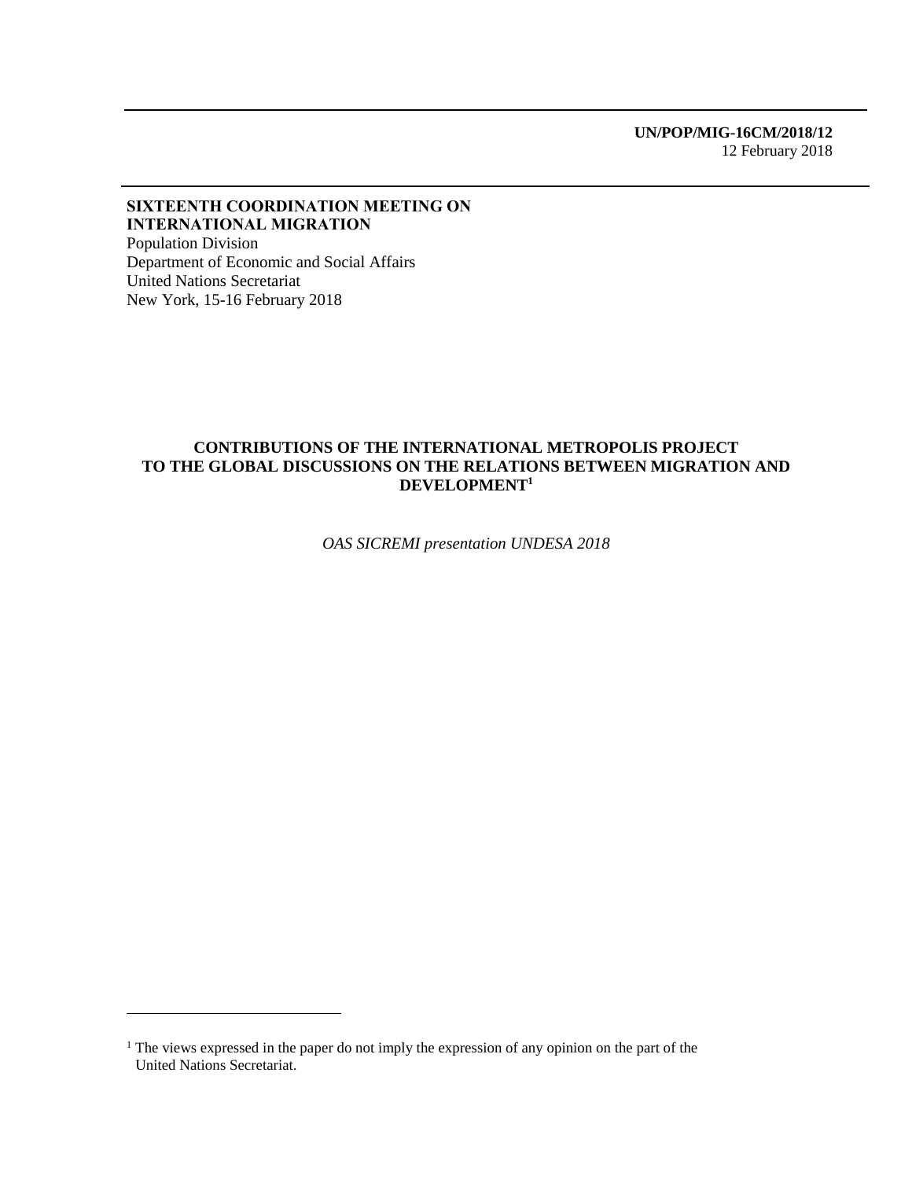**UN/POP/MIG-16CM/2018/12**
12 February 2018

**SIXTEENTH COORDINATION MEETING ON INTERNATIONAL MIGRATION**
Population Division
Department of Economic and Social Affairs
United Nations Secretariat
New York, 15-16 February 2018

# CONTRIBUTIONS OF THE INTERNATIONAL METROPOLIS PROJECT TO THE GLOBAL DISCUSSIONS ON THE RELATIONS BETWEEN MIGRATION AND DEVELOPMENT[1]

*OAS SICREMI presentation UNDESA 2018*

[1] The views expressed in the paper do not imply the expression of any opinion on the part of the United Nations Secretariat.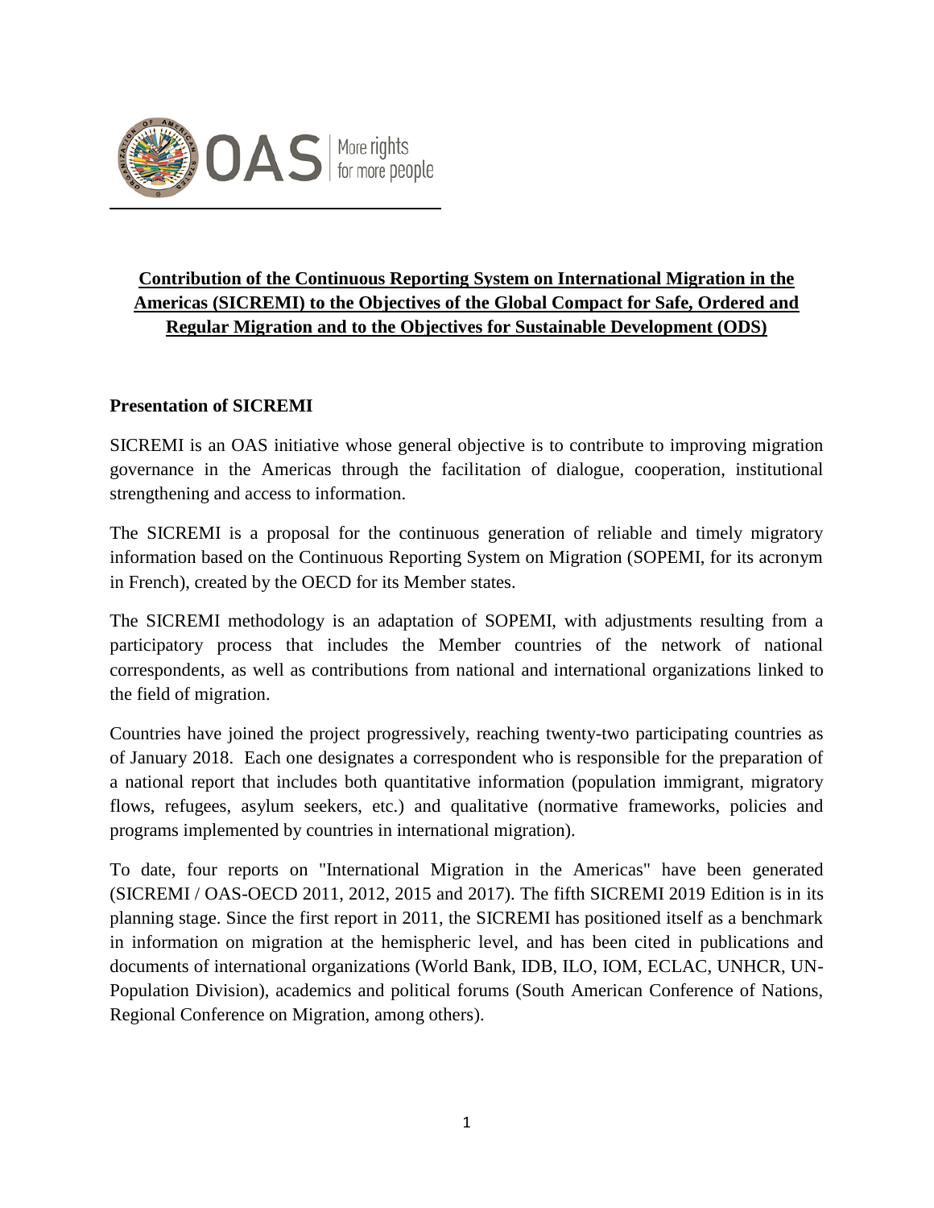**Contribution of the Continuous Reporting System on International Migration in the Americas (SICREMI) to the Objectives of the Global Compact for Safe, Ordered and Regular Migration and to the Objectives for Sustainable Development (ODS)**

## Presentation of SICREMI

SICREMI is an OAS initiative whose general objective is to contribute to improving migration governance in the Americas through the facilitation of dialogue, cooperation, institutional strengthening and access to information.

The SICREMI is a proposal for the continuous generation of reliable and timely migratory information based on the Continuous Reporting System on Migration (SOPEMI, for its acronym in French), created by the OECD for its Member states.

The SICREMI methodology is an adaptation of SOPEMI, with adjustments resulting from a participatory process that includes the Member countries of the network of national correspondents, as well as contributions from national and international organizations linked to the field of migration.

Countries have joined the project progressively, reaching twenty-two participating countries as of January 2018. Each one designates a correspondent who is responsible for the preparation of a national report that includes both quantitative information (population immigrant, migratory flows, refugees, asylum seekers, etc.) and qualitative (normative frameworks, policies and programs implemented by countries in international migration).

To date, four reports on "International Migration in the Americas" have been generated (SICREMI / OAS-OECD 2011, 2012, 2015 and 2017). The fifth SICREMI 2019 Edition is in its planning stage. Since the first report in 2011, the SICREMI has positioned itself as a benchmark in information on migration at the hemispheric level, and has been cited in publications and documents of international organizations (World Bank, IDB, ILO, IOM, ECLAC, UNHCR, UN-Population Division), academics and political forums (South American Conference of Nations, Regional Conference on Migration, among others).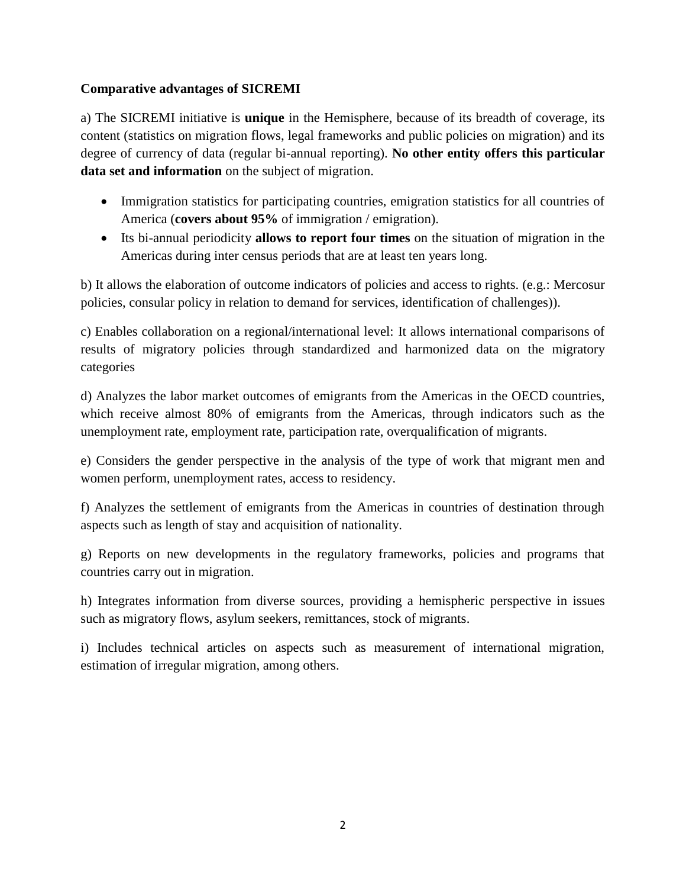**Comparative advantages of SICREMI**

a) The SICREMI initiative is **unique** in the Hemisphere, because of its breadth of coverage, its content (statistics on migration flows, legal frameworks and public policies on migration) and its degree of currency of data (regular bi-annual reporting). **No other entity offers this particular data set and information** on the subject of migration.

- Immigration statistics for participating countries, emigration statistics for all countries of America (**covers about 95%** of immigration / emigration).
- Its bi-annual periodicity **allows to report four times** on the situation of migration in the Americas during inter census periods that are at least ten years long.

b) It allows the elaboration of outcome indicators of policies and access to rights. (e.g.: Mercosur policies, consular policy in relation to demand for services, identification of challenges)).

c) Enables collaboration on a regional/international level: It allows international comparisons of results of migratory policies through standardized and harmonized data on the migratory categories

d) Analyzes the labor market outcomes of emigrants from the Americas in the OECD countries, which receive almost 80% of emigrants from the Americas, through indicators such as the unemployment rate, employment rate, participation rate, overqualification of migrants.

e) Considers the gender perspective in the analysis of the type of work that migrant men and women perform, unemployment rates, access to residency.

f) Analyzes the settlement of emigrants from the Americas in countries of destination through aspects such as length of stay and acquisition of nationality.

g) Reports on new developments in the regulatory frameworks, policies and programs that countries carry out in migration.

h) Integrates information from diverse sources, providing a hemispheric perspective in issues such as migratory flows, asylum seekers, remittances, stock of migrants.

i) Includes technical articles on aspects such as measurement of international migration, estimation of irregular migration, among others.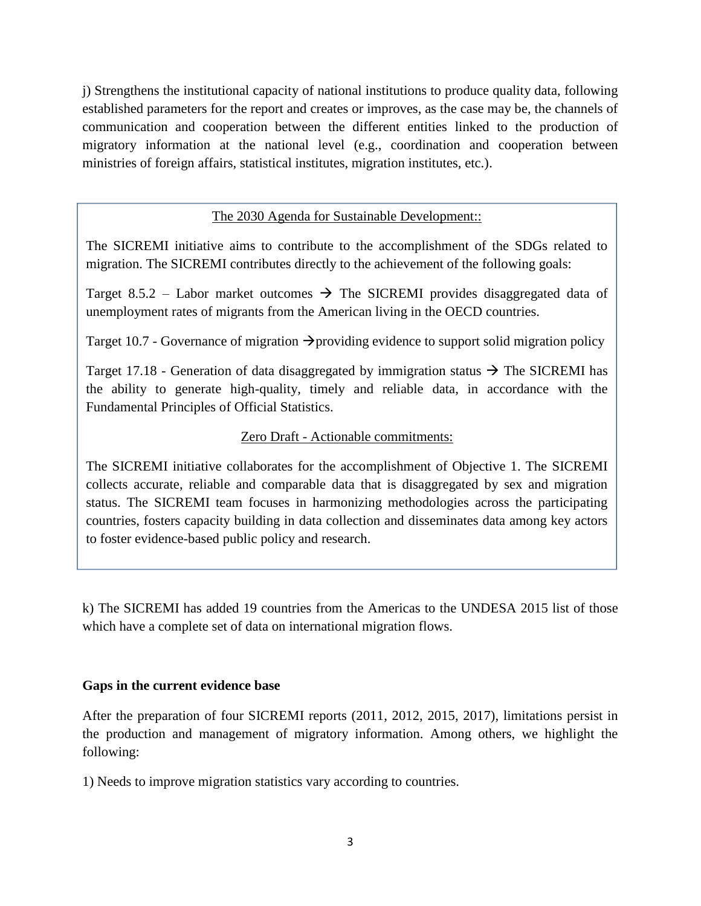j) Strengthens the institutional capacity of national institutions to produce quality data, following established parameters for the report and creates or improves, as the case may be, the channels of communication and cooperation between the different entities linked to the production of migratory information at the national level (e.g., coordination and cooperation between ministries of foreign affairs, statistical institutes, migration institutes, etc.).

> The 2030 Agenda for Sustainable Development::
>
> The SICREMI initiative aims to contribute to the accomplishment of the SDGs related to migration. The SICREMI contributes directly to the achievement of the following goals:
>
> Target 8.5.2 – Labor market outcomes → The SICREMI provides disaggregated data of unemployment rates of migrants from the American living in the OECD countries.
>
> Target 10.7 - Governance of migration →providing evidence to support solid migration policy
>
> Target 17.18 - Generation of data disaggregated by immigration status → The SICREMI has the ability to generate high-quality, timely and reliable data, in accordance with the Fundamental Principles of Official Statistics.
>
> Zero Draft - Actionable commitments:
>
> The SICREMI initiative collaborates for the accomplishment of Objective 1. The SICREMI collects accurate, reliable and comparable data that is disaggregated by sex and migration status. The SICREMI team focuses in harmonizing methodologies across the participating countries, fosters capacity building in data collection and disseminates data among key actors to foster evidence-based public policy and research.

k) The SICREMI has added 19 countries from the Americas to the UNDESA 2015 list of those which have a complete set of data on international migration flows.

**Gaps in the current evidence base**

After the preparation of four SICREMI reports (2011, 2012, 2015, 2017), limitations persist in the production and management of migratory information. Among others, we highlight the following:

1) Needs to improve migration statistics vary according to countries.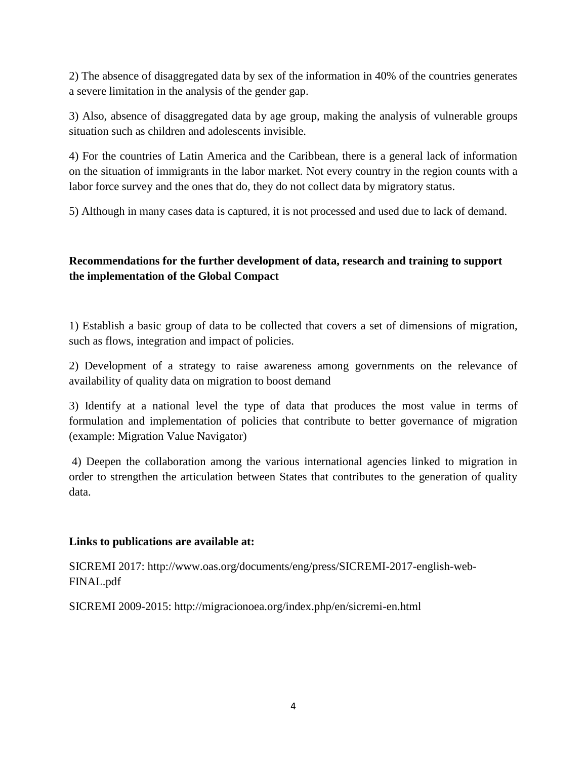2) The absence of disaggregated data by sex of the information in 40% of the countries generates a severe limitation in the analysis of the gender gap.

3) Also, absence of disaggregated data by age group, making the analysis of vulnerable groups situation such as children and adolescents invisible.

4) For the countries of Latin America and the Caribbean, there is a general lack of information on the situation of immigrants in the labor market. Not every country in the region counts with a labor force survey and the ones that do, they do not collect data by migratory status.

5) Although in many cases data is captured, it is not processed and used due to lack of demand.

**Recommendations for the further development of data, research and training to support the implementation of the Global Compact**

1) Establish a basic group of data to be collected that covers a set of dimensions of migration, such as flows, integration and impact of policies.

2) Development of a strategy to raise awareness among governments on the relevance of availability of quality data on migration to boost demand

3) Identify at a national level the type of data that produces the most value in terms of formulation and implementation of policies that contribute to better governance of migration (example: Migration Value Navigator)

4) Deepen the collaboration among the various international agencies linked to migration in order to strengthen the articulation between States that contributes to the generation of quality data.

**Links to publications are available at:**

SICREMI 2017: http://www.oas.org/documents/eng/press/SICREMI-2017-english-web-FINAL.pdf

SICREMI 2009-2015: http://migracionoea.org/index.php/en/sicremi-en.html